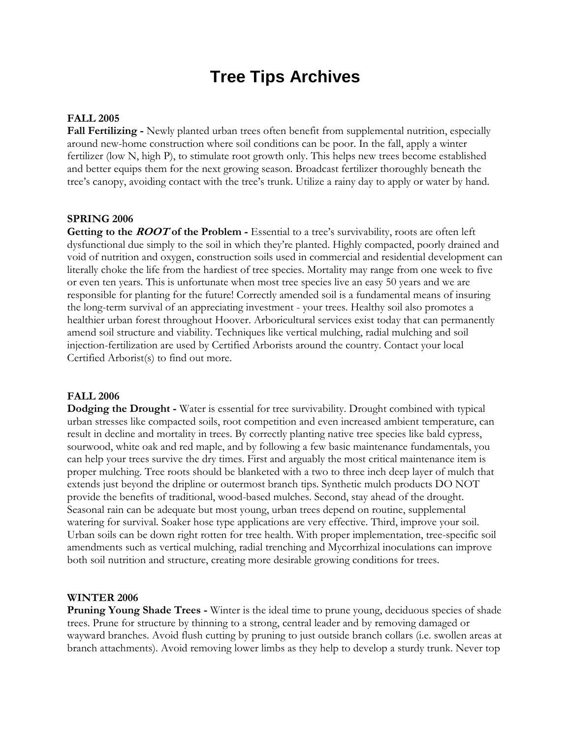# Tree Tips Archives

**FALL 2005**

**Fall Fertilizing -** Newly planted urban trees often benefit from supplemental nutrition, especially around new-home construction where soil conditions can be poor. In the fall, apply a winter fertilizer (low N, high P), to stimulate root growth only. This helps new trees become established and better equips them for the next growing season. Broadcast fertilizer thoroughly beneath the tree's canopy, avoiding contact with the tree's trunk. Utilize a rainy day to apply or water by hand.

**SPRING 2006**

**Getting to the *ROOT* of the Problem -** Essential to a tree's survivability, roots are often left dysfunctional due simply to the soil in which they're planted. Highly compacted, poorly drained and void of nutrition and oxygen, construction soils used in commercial and residential development can literally choke the life from the hardiest of tree species. Mortality may range from one week to five or even ten years. This is unfortunate when most tree species live an easy 50 years and we are responsible for planting for the future! Correctly amended soil is a fundamental means of insuring the long-term survival of an appreciating investment - your trees. Healthy soil also promotes a healthier urban forest throughout Hoover. Arboricultural services exist today that can permanently amend soil structure and viability. Techniques like vertical mulching, radial mulching and soil injection-fertilization are used by Certified Arborists around the country. Contact your local Certified Arborist(s) to find out more.

**FALL 2006**

**Dodging the Drought -** Water is essential for tree survivability. Drought combined with typical urban stresses like compacted soils, root competition and even increased ambient temperature, can result in decline and mortality in trees. By correctly planting native tree species like bald cypress, sourwood, white oak and red maple, and by following a few basic maintenance fundamentals, you can help your trees survive the dry times. First and arguably the most critical maintenance item is proper mulching. Tree roots should be blanketed with a two to three inch deep layer of mulch that extends just beyond the dripline or outermost branch tips. Synthetic mulch products DO NOT provide the benefits of traditional, wood-based mulches. Second, stay ahead of the drought. Seasonal rain can be adequate but most young, urban trees depend on routine, supplemental watering for survival. Soaker hose type applications are very effective. Third, improve your soil. Urban soils can be down right rotten for tree health. With proper implementation, tree-specific soil amendments such as vertical mulching, radial trenching and Mycorrhizal inoculations can improve both soil nutrition and structure, creating more desirable growing conditions for trees.

**WINTER 2006**

**Pruning Young Shade Trees -** Winter is the ideal time to prune young, deciduous species of shade trees. Prune for structure by thinning to a strong, central leader and by removing damaged or wayward branches. Avoid flush cutting by pruning to just outside branch collars (i.e. swollen areas at branch attachments). Avoid removing lower limbs as they help to develop a sturdy trunk. Never top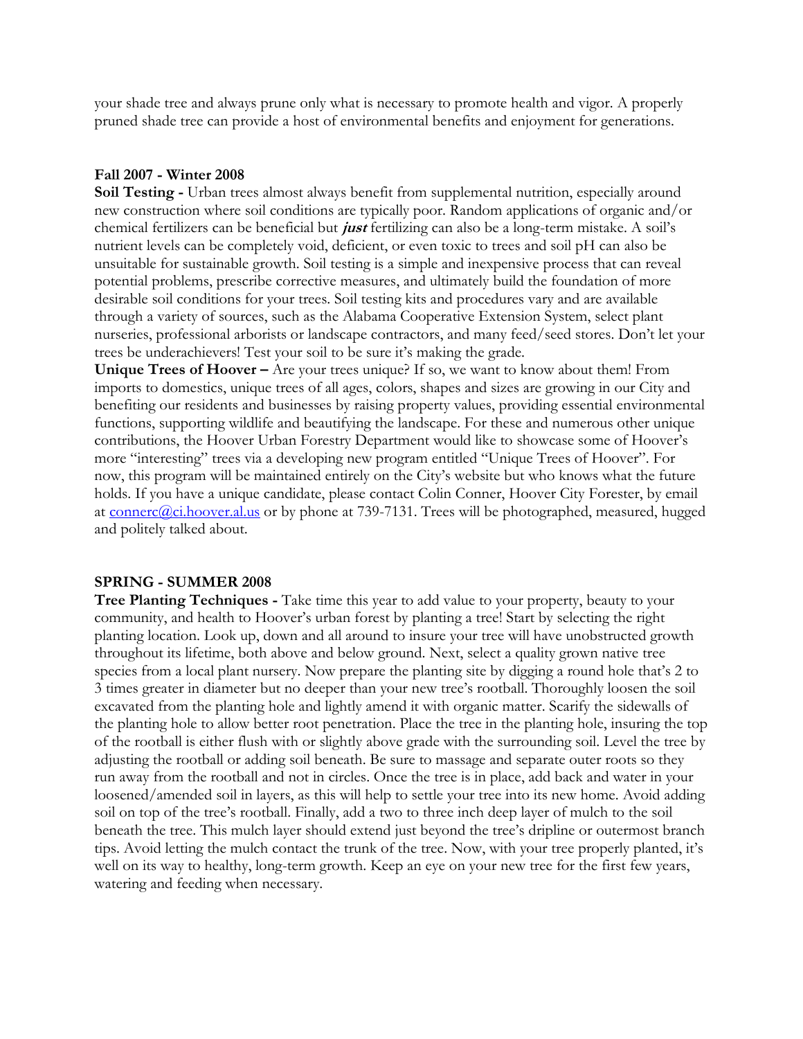your shade tree and always prune only what is necessary to promote health and vigor. A properly pruned shade tree can provide a host of environmental benefits and enjoyment for generations.

**Fall 2007 - Winter 2008**

**Soil Testing -** Urban trees almost always benefit from supplemental nutrition, especially around new construction where soil conditions are typically poor. Random applications of organic and/or chemical fertilizers can be beneficial but ***just*** fertilizing can also be a long-term mistake. A soil's nutrient levels can be completely void, deficient, or even toxic to trees and soil pH can also be unsuitable for sustainable growth. Soil testing is a simple and inexpensive process that can reveal potential problems, prescribe corrective measures, and ultimately build the foundation of more desirable soil conditions for your trees. Soil testing kits and procedures vary and are available through a variety of sources, such as the Alabama Cooperative Extension System, select plant nurseries, professional arborists or landscape contractors, and many feed/seed stores. Don't let your trees be underachievers! Test your soil to be sure it's making the grade.

**Unique Trees of Hoover –** Are your trees unique? If so, we want to know about them! From imports to domestics, unique trees of all ages, colors, shapes and sizes are growing in our City and benefiting our residents and businesses by raising property values, providing essential environmental functions, supporting wildlife and beautifying the landscape. For these and numerous other unique contributions, the Hoover Urban Forestry Department would like to showcase some of Hoover's more "interesting" trees via a developing new program entitled "Unique Trees of Hoover". For now, this program will be maintained entirely on the City's website but who knows what the future holds. If you have a unique candidate, please contact Colin Conner, Hoover City Forester, by email at connerc@ci.hoover.al.us or by phone at 739-7131. Trees will be photographed, measured, hugged and politely talked about.

**SPRING - SUMMER 2008**

**Tree Planting Techniques -** Take time this year to add value to your property, beauty to your community, and health to Hoover's urban forest by planting a tree! Start by selecting the right planting location. Look up, down and all around to insure your tree will have unobstructed growth throughout its lifetime, both above and below ground. Next, select a quality grown native tree species from a local plant nursery. Now prepare the planting site by digging a round hole that's 2 to 3 times greater in diameter but no deeper than your new tree's rootball. Thoroughly loosen the soil excavated from the planting hole and lightly amend it with organic matter. Scarify the sidewalls of the planting hole to allow better root penetration. Place the tree in the planting hole, insuring the top of the rootball is either flush with or slightly above grade with the surrounding soil. Level the tree by adjusting the rootball or adding soil beneath. Be sure to massage and separate outer roots so they run away from the rootball and not in circles. Once the tree is in place, add back and water in your loosened/amended soil in layers, as this will help to settle your tree into its new home. Avoid adding soil on top of the tree's rootball. Finally, add a two to three inch deep layer of mulch to the soil beneath the tree. This mulch layer should extend just beyond the tree's dripline or outermost branch tips. Avoid letting the mulch contact the trunk of the tree. Now, with your tree properly planted, it's well on its way to healthy, long-term growth. Keep an eye on your new tree for the first few years, watering and feeding when necessary.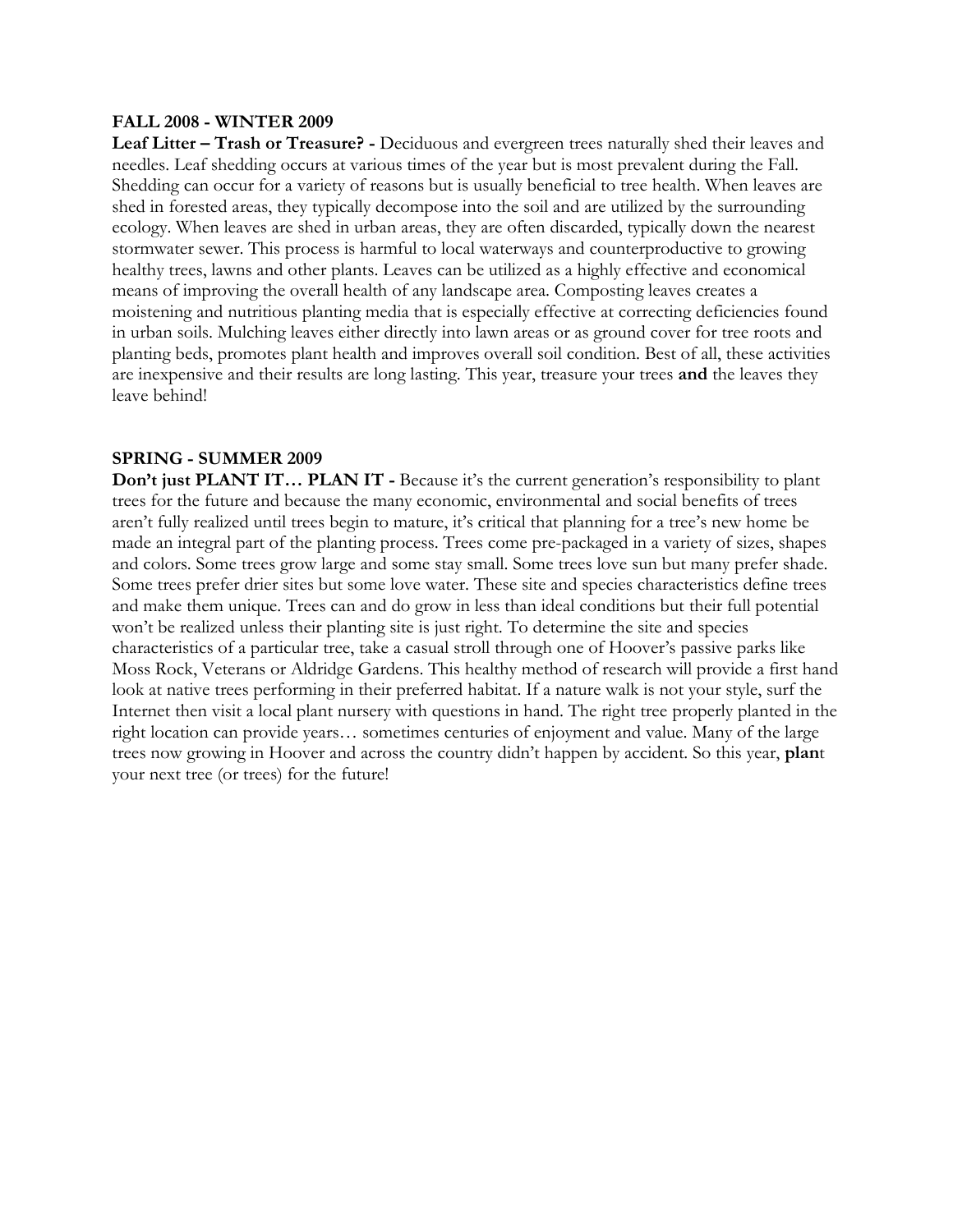**FALL 2008 - WINTER 2009**

**Leaf Litter – Trash or Treasure? -** Deciduous and evergreen trees naturally shed their leaves and needles. Leaf shedding occurs at various times of the year but is most prevalent during the Fall. Shedding can occur for a variety of reasons but is usually beneficial to tree health. When leaves are shed in forested areas, they typically decompose into the soil and are utilized by the surrounding ecology. When leaves are shed in urban areas, they are often discarded, typically down the nearest stormwater sewer. This process is harmful to local waterways and counterproductive to growing healthy trees, lawns and other plants. Leaves can be utilized as a highly effective and economical means of improving the overall health of any landscape area. Composting leaves creates a moistening and nutritious planting media that is especially effective at correcting deficiencies found in urban soils. Mulching leaves either directly into lawn areas or as ground cover for tree roots and planting beds, promotes plant health and improves overall soil condition. Best of all, these activities are inexpensive and their results are long lasting. This year, treasure your trees **and** the leaves they leave behind!

**SPRING - SUMMER 2009**

**Don't just PLANT IT… PLAN IT -** Because it's the current generation's responsibility to plant trees for the future and because the many economic, environmental and social benefits of trees aren't fully realized until trees begin to mature, it's critical that planning for a tree's new home be made an integral part of the planting process. Trees come pre-packaged in a variety of sizes, shapes and colors. Some trees grow large and some stay small. Some trees love sun but many prefer shade. Some trees prefer drier sites but some love water. These site and species characteristics define trees and make them unique. Trees can and do grow in less than ideal conditions but their full potential won't be realized unless their planting site is just right. To determine the site and species characteristics of a particular tree, take a casual stroll through one of Hoover's passive parks like Moss Rock, Veterans or Aldridge Gardens. This healthy method of research will provide a first hand look at native trees performing in their preferred habitat. If a nature walk is not your style, surf the Internet then visit a local plant nursery with questions in hand. The right tree properly planted in the right location can provide years… sometimes centuries of enjoyment and value. Many of the large trees now growing in Hoover and across the country didn't happen by accident. So this year, **plan**t your next tree (or trees) for the future!